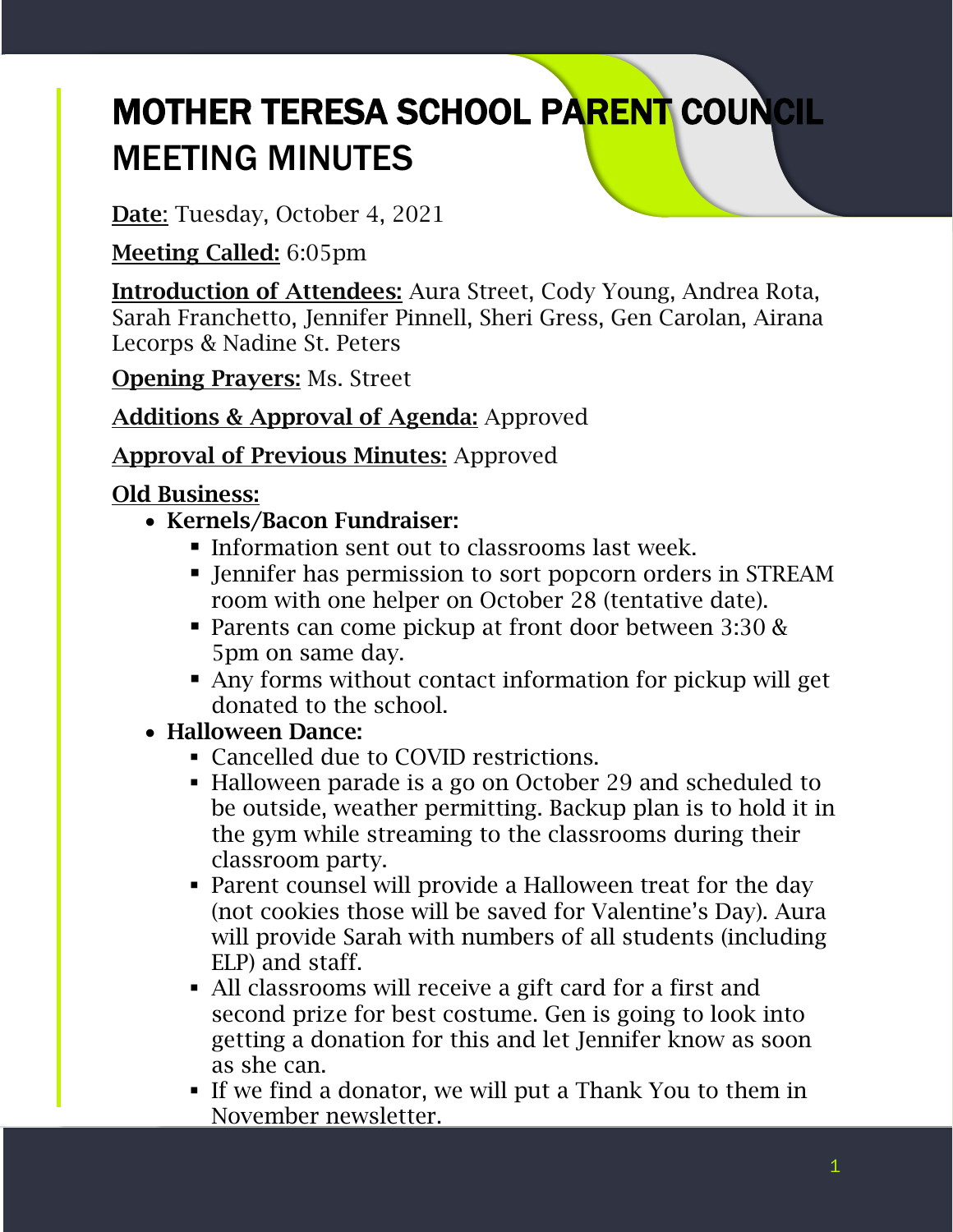# MOTHER TERESA SCHOOL PARENT COUNCIL MEETING MINUTES

**Date:** Tuesday, October 4, 2021

**Meeting Called:** 6:05pm

**Introduction of Attendees:** Aura Street, Cody Young, Andrea Rota, Sarah Franchetto, Jennifer Pinnell, Sheri Gress, Gen Carolan, Airana Lecorps & Nadine St. Peters

**Opening Prayers:** Ms. Street

**Additions & Approval of Agenda:** Approved

**Approval of Previous Minutes:** Approved

**Old Business:**

- **Kernels/Bacon Fundraiser:**
  - Information sent out to classrooms last week.
  - Jennifer has permission to sort popcorn orders in STREAM room with one helper on October 28 (tentative date).
  - Parents can come pickup at front door between 3:30 & 5pm on same day.
  - Any forms without contact information for pickup will get donated to the school.
- **Halloween Dance:**
  - Cancelled due to COVID restrictions.
  - Halloween parade is a go on October 29 and scheduled to be outside, weather permitting. Backup plan is to hold it in the gym while streaming to the classrooms during their classroom party.
  - Parent counsel will provide a Halloween treat for the day (not cookies those will be saved for Valentine's Day). Aura will provide Sarah with numbers of all students (including ELP) and staff.
  - All classrooms will receive a gift card for a first and second prize for best costume. Gen is going to look into getting a donation for this and let Jennifer know as soon as she can.
  - If we find a donator, we will put a Thank You to them in November newsletter.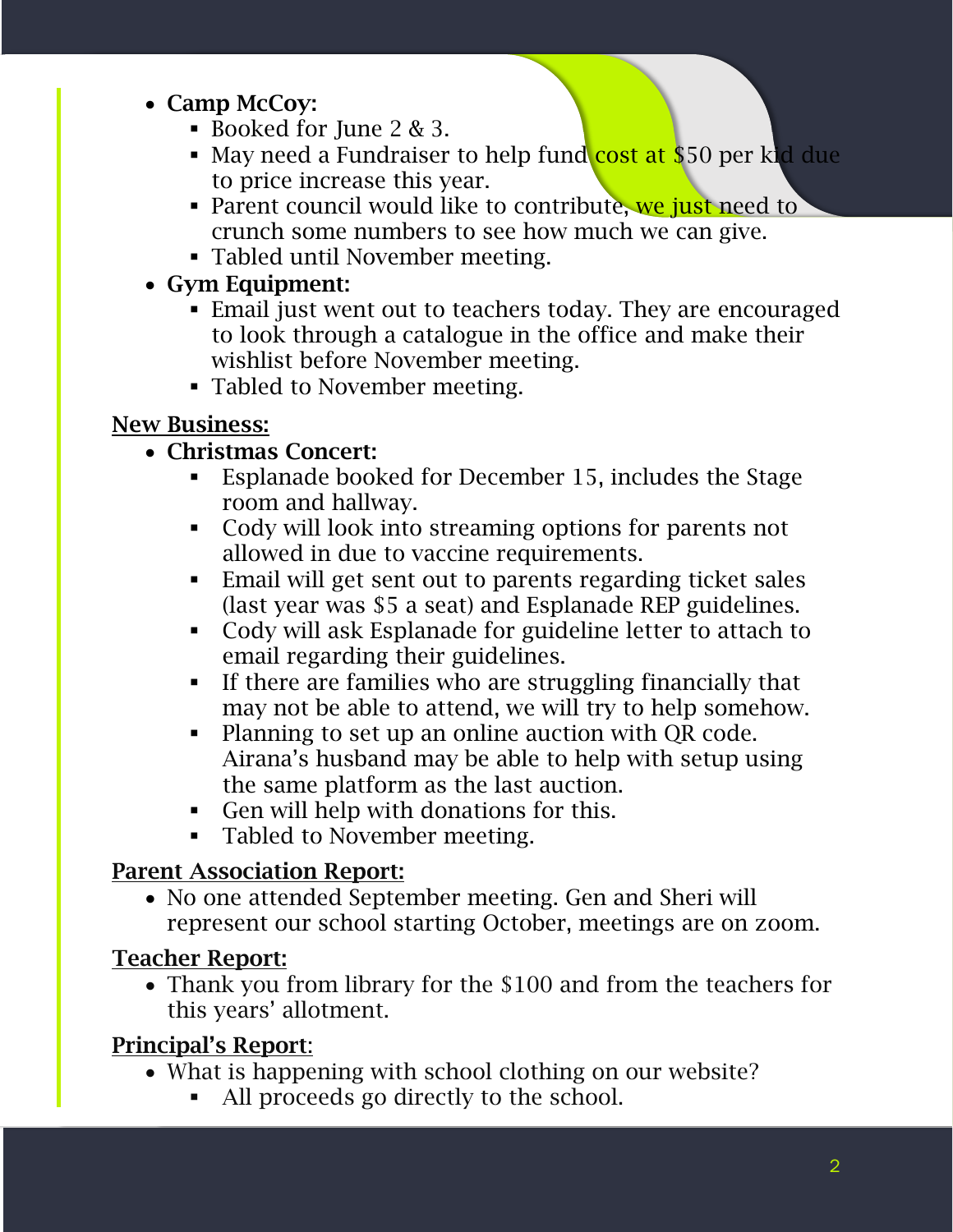- **Camp McCoy:**
    - Booked for June 2 & 3.
    - May need a Fundraiser to help fund cost at $50 per kid due to price increase this year.
    - Parent council would like to contribute, we just need to crunch some numbers to see how much we can give.
    - Tabled until November meeting.
- **Gym Equipment:**
    - Email just went out to teachers today. They are encouraged to look through a catalogue in the office and make their wishlist before November meeting.
    - Tabled to November meeting.

## New Business:

- **Christmas Concert:**
    - Esplanade booked for December 15, includes the Stage room and hallway.
    - Cody will look into streaming options for parents not allowed in due to vaccine requirements.
    - Email will get sent out to parents regarding ticket sales (last year was $5 a seat) and Esplanade REP guidelines.
    - Cody will ask Esplanade for guideline letter to attach to email regarding their guidelines.
    - If there are families who are struggling financially that may not be able to attend, we will try to help somehow.
    - Planning to set up an online auction with QR code. Airana's husband may be able to help with setup using the same platform as the last auction.
    - Gen will help with donations for this.
    - Tabled to November meeting.

## Parent Association Report:

- No one attended September meeting. Gen and Sheri will represent our school starting October, meetings are on zoom.

## Teacher Report:

- Thank you from library for the $100 and from the teachers for this years' allotment.

## Principal's Report:

- What is happening with school clothing on our website?
    - All proceeds go directly to the school.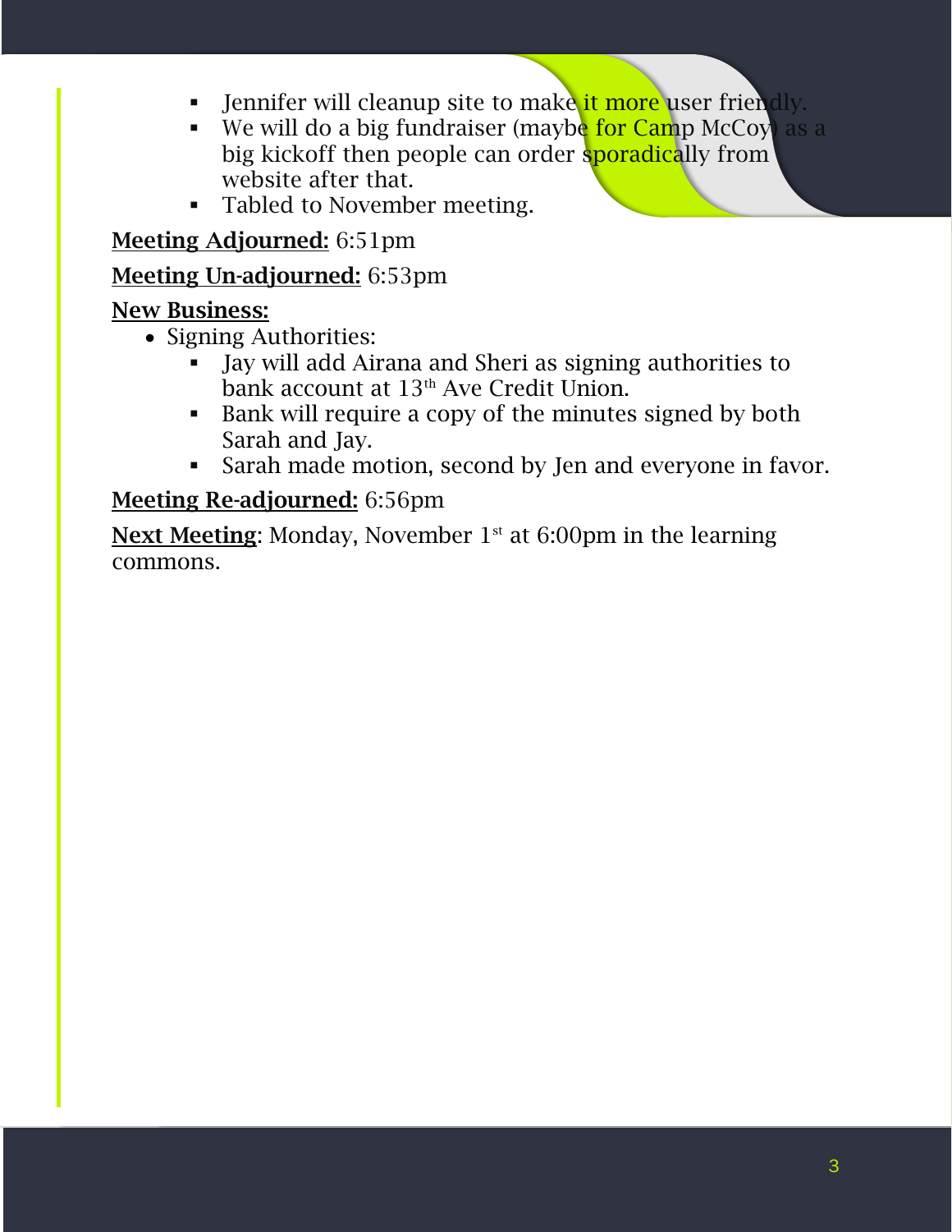- Jennifer will cleanup site to make it more user friendly.
- We will do a big fundraiser (maybe for Camp McCoy) as a big kickoff then people can order sporadically from website after that.
- Tabled to November meeting.

**Meeting Adjourned:** 6:51pm

**Meeting Un-adjourned:** 6:53pm

**New Business:**

- Signing Authorities:
  - Jay will add Airana and Sheri as signing authorities to bank account at 13th Ave Credit Union.
  - Bank will require a copy of the minutes signed by both Sarah and Jay.
  - Sarah made motion, second by Jen and everyone in favor.

**Meeting Re-adjourned:** 6:56pm

**Next Meeting**: Monday, November 1st at 6:00pm in the learning commons.